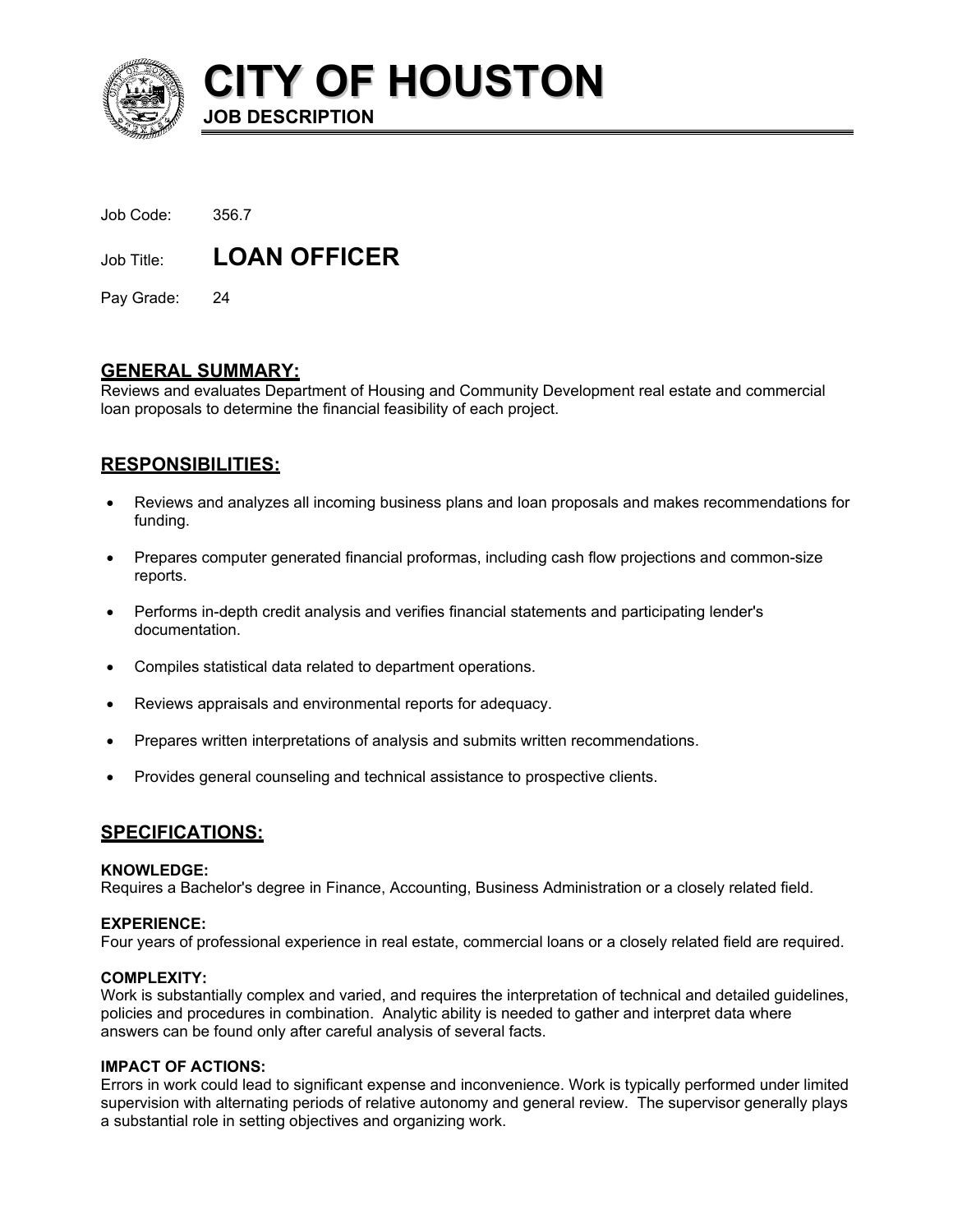# CITY OF HOUSTON

**JOB DESCRIPTION**

Job Code: 356.7

Job Title: **LOAN OFFICER**

Pay Grade: 24

## GENERAL SUMMARY:

Reviews and evaluates Department of Housing and Community Development real estate and commercial loan proposals to determine the financial feasibility of each project.

## RESPONSIBILITIES:

- Reviews and analyzes all incoming business plans and loan proposals and makes recommendations for funding.
- Prepares computer generated financial proformas, including cash flow projections and common-size reports.
- Performs in-depth credit analysis and verifies financial statements and participating lender's documentation.
- Compiles statistical data related to department operations.
- Reviews appraisals and environmental reports for adequacy.
- Prepares written interpretations of analysis and submits written recommendations.
- Provides general counseling and technical assistance to prospective clients.

## SPECIFICATIONS:

**KNOWLEDGE:**
Requires a Bachelor's degree in Finance, Accounting, Business Administration or a closely related field.

**EXPERIENCE:**
Four years of professional experience in real estate, commercial loans or a closely related field are required.

**COMPLEXITY:**
Work is substantially complex and varied, and requires the interpretation of technical and detailed guidelines, policies and procedures in combination. Analytic ability is needed to gather and interpret data where answers can be found only after careful analysis of several facts.

**IMPACT OF ACTIONS:**
Errors in work could lead to significant expense and inconvenience. Work is typically performed under limited supervision with alternating periods of relative autonomy and general review. The supervisor generally plays a substantial role in setting objectives and organizing work.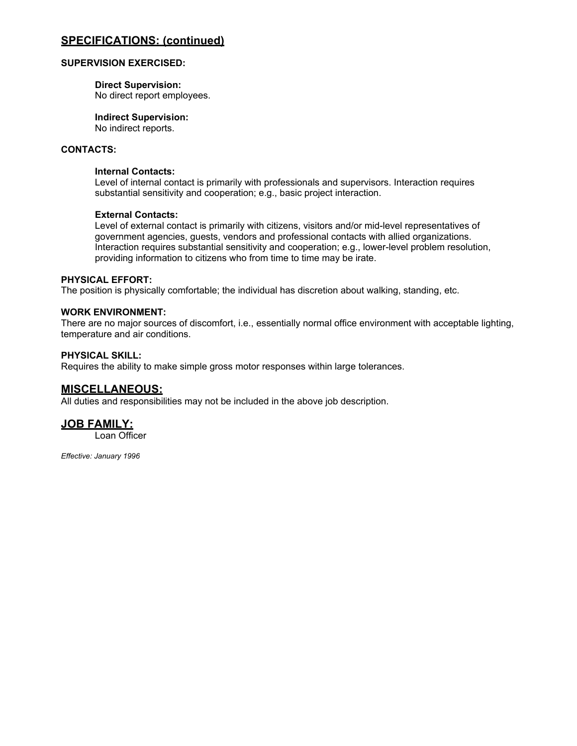## SPECIFICATIONS: (continued)

### SUPERVISION EXERCISED:

**Direct Supervision:**
No direct report employees.

**Indirect Supervision:**
No indirect reports.

### CONTACTS:

**Internal Contacts:**
Level of internal contact is primarily with professionals and supervisors. Interaction requires substantial sensitivity and cooperation; e.g., basic project interaction.

**External Contacts:**
Level of external contact is primarily with citizens, visitors and/or mid-level representatives of government agencies, guests, vendors and professional contacts with allied organizations. Interaction requires substantial sensitivity and cooperation; e.g., lower-level problem resolution, providing information to citizens who from time to time may be irate.

### PHYSICAL EFFORT:

The position is physically comfortable; the individual has discretion about walking, standing, etc.

### WORK ENVIRONMENT:

There are no major sources of discomfort, i.e., essentially normal office environment with acceptable lighting, temperature and air conditions.

### PHYSICAL SKILL:

Requires the ability to make simple gross motor responses within large tolerances.

## MISCELLANEOUS:

All duties and responsibilities may not be included in the above job description.

## JOB FAMILY:

Loan Officer

*Effective: January 1996*